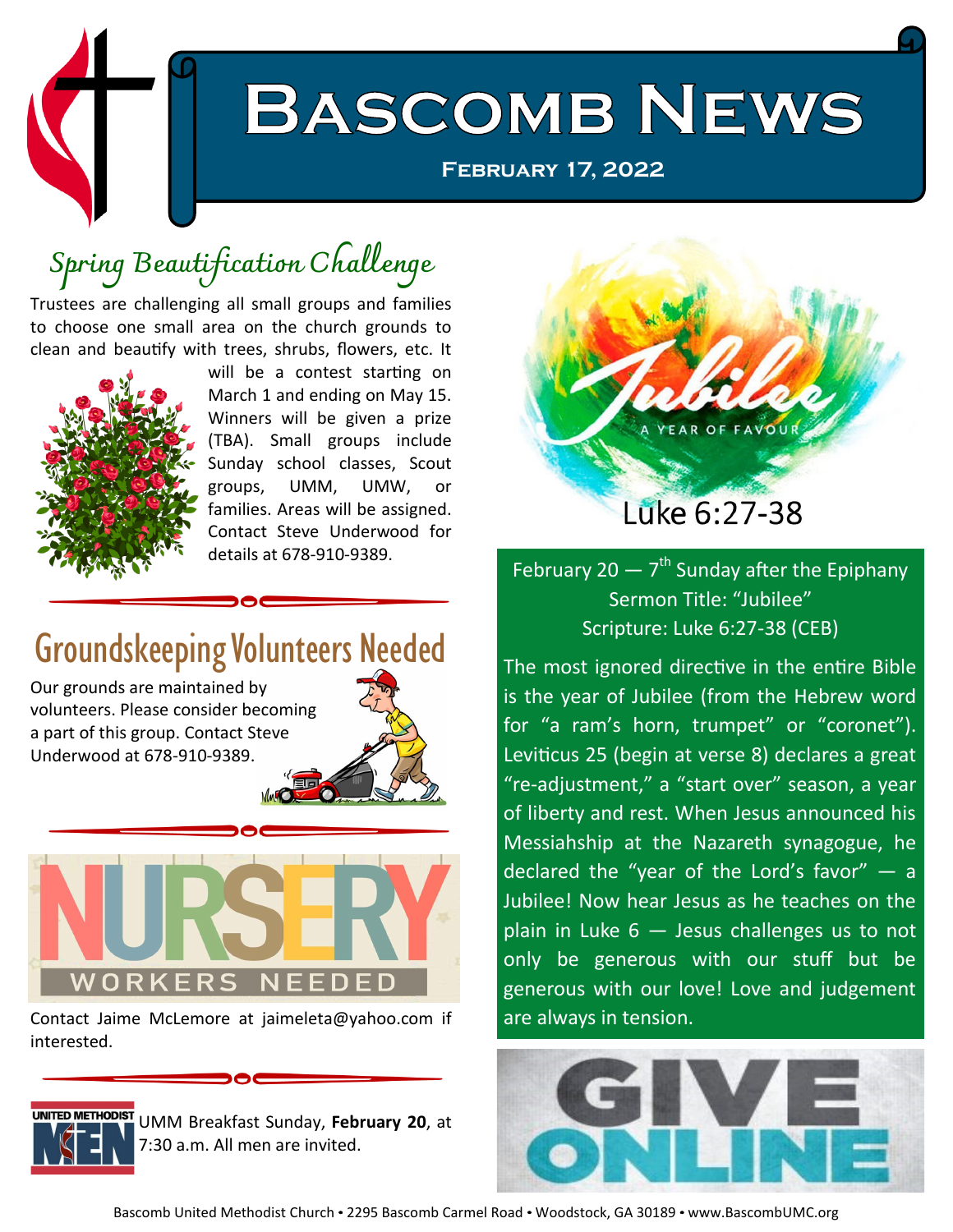# Bascomb News

**February 17, 2022**

## Spring Beautification Challenge

Trustees are challenging all small groups and families to choose one small area on the church grounds to clean and beautify with trees, shrubs, flowers, etc. It will be a contest starting on March 1 and ending on May 15. Winners will be given a prize (TBA). Small groups include Sunday school classes, Scout groups, UMM, UMW, or families. Areas will be assigned. Contact Steve Underwood for details at 678-910-9389.

## Groundskeeping Volunteers Needed

Our grounds are maintained by volunteers. Please consider becoming a part of this group. Contact Steve Underwood at 678-910-9389.

## NURSERY WORKERS NEEDED

Contact Jaime McLemore at jaimeleta@yahoo.com if interested.

UMM Breakfast Sunday, **February 20**, at 7:30 a.m. All men are invited.

## Jubilee — A Year of Favour

Luke 6:27-38

February 20 — 7th Sunday after the Epiphany
Sermon Title: "Jubilee"
Scripture: Luke 6:27-38 (CEB)

The most ignored directive in the entire Bible is the year of Jubilee (from the Hebrew word for "a ram's horn, trumpet" or "coronet"). Leviticus 25 (begin at verse 8) declares a great "re-adjustment," a "start over" season, a year of liberty and rest. When Jesus announced his Messiahship at the Nazareth synagogue, he declared the "year of the Lord's favor" — a Jubilee! Now hear Jesus as he teaches on the plain in Luke 6 — Jesus challenges us to not only be generous with our stuff but be generous with our love! Love and judgement are always in tension.

**GIVE ONLINE**

Bascomb United Methodist Church • 2295 Bascomb Carmel Road • Woodstock, GA 30189 • www.BascombUMC.org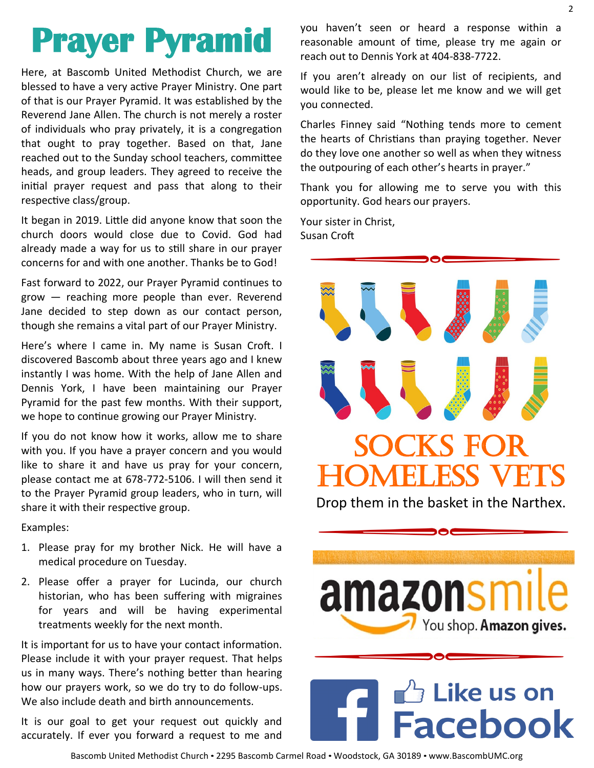# Prayer Pyramid

Here, at Bascomb United Methodist Church, we are blessed to have a very active Prayer Ministry. One part of that is our Prayer Pyramid. It was established by the Reverend Jane Allen. The church is not merely a roster of individuals who pray privately, it is a congregation that ought to pray together. Based on that, Jane reached out to the Sunday school teachers, committee heads, and group leaders. They agreed to receive the initial prayer request and pass that along to their respective class/group.

It began in 2019. Little did anyone know that soon the church doors would close due to Covid. God had already made a way for us to still share in our prayer concerns for and with one another. Thanks be to God!

Fast forward to 2022, our Prayer Pyramid continues to grow — reaching more people than ever. Reverend Jane decided to step down as our contact person, though she remains a vital part of our Prayer Ministry.

Here's where I came in. My name is Susan Croft. I discovered Bascomb about three years ago and I knew instantly I was home. With the help of Jane Allen and Dennis York, I have been maintaining our Prayer Pyramid for the past few months. With their support, we hope to continue growing our Prayer Ministry.

If you do not know how it works, allow me to share with you. If you have a prayer concern and you would like to share it and have us pray for your concern, please contact me at 678-772-5106. I will then send it to the Prayer Pyramid group leaders, who in turn, will share it with their respective group.

Examples:

1. Please pray for my brother Nick. He will have a medical procedure on Tuesday.
2. Please offer a prayer for Lucinda, our church historian, who has been suffering with migraines for years and will be having experimental treatments weekly for the next month.

It is important for us to have your contact information. Please include it with your prayer request. That helps us in many ways. There's nothing better than hearing how our prayers work, so we do try to do follow-ups. We also include death and birth announcements.

It is our goal to get your request out quickly and accurately. If ever you forward a request to me and you haven't seen or heard a response within a reasonable amount of time, please try me again or reach out to Dennis York at 404-838-7722.

If you aren't already on our list of recipients, and would like to be, please let me know and we will get you connected.

Charles Finney said "Nothing tends more to cement the hearts of Christians than praying together. Never do they love one another so well as when they witness the outpouring of each other's hearts in prayer."

Thank you for allowing me to serve you with this opportunity. God hears our prayers.

Your sister in Christ,
Susan Croft

## SOCKS FOR HOMELESS VETS

Drop them in the basket in the Narthex.

amazonsmile
You shop. **Amazon gives.**

Like us on Facebook

Bascomb United Methodist Church • 2295 Bascomb Carmel Road • Woodstock, GA 30189 • www.BascombUMC.org